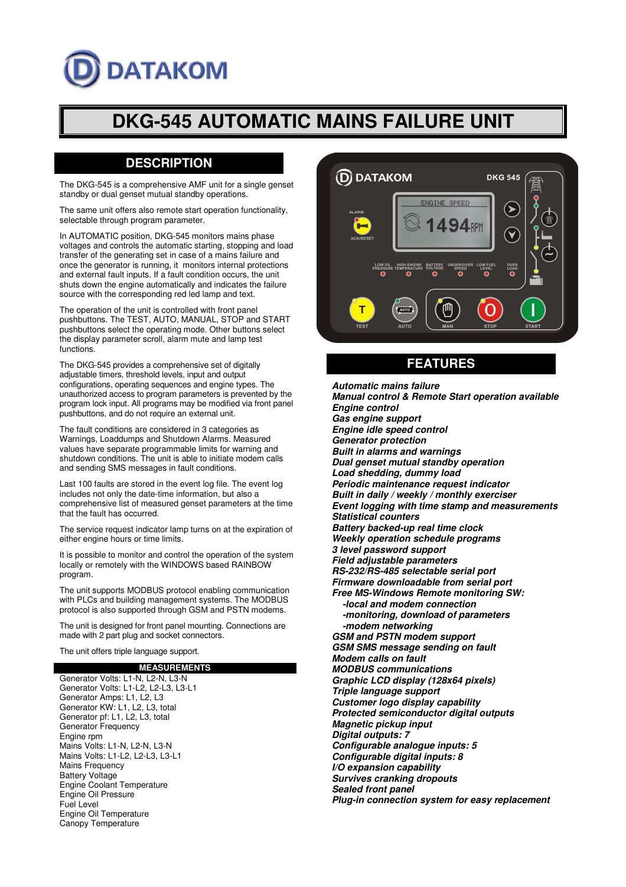DATAKOM

# DKG-545 AUTOMATIC MAINS FAILURE UNIT

## DESCRIPTION

The DKG-545 is a comprehensive AMF unit for a single genset standby or dual genset mutual standby operations.

The same unit offers also remote start operation functionality, selectable through program parameter.

In AUTOMATIC position, DKG-545 monitors mains phase voltages and controls the automatic starting, stopping and load transfer of the generating set in case of a mains failure and once the generator is running, it monitors internal protections and external fault inputs. If a fault condition occurs, the unit shuts down the engine automatically and indicates the failure source with the corresponding red led lamp and text.

The operation of the unit is controlled with front panel pushbuttons. The TEST, AUTO, MANUAL, STOP and START pushbuttons select the operating mode. Other buttons select the display parameter scroll, alarm mute and lamp test functions.

The DKG-545 provides a comprehensive set of digitally adjustable timers, threshold levels, input and output configurations, operating sequences and engine types. The unauthorized access to program parameters is prevented by the program lock input. All programs may be modified via front panel pushbuttons, and do not require an external unit.

The fault conditions are considered in 3 categories as Warnings, Loaddumps and Shutdown Alarms. Measured values have separate programmable limits for warning and shutdown conditions. The unit is able to initiate modem calls and sending SMS messages in fault conditions.

Last 100 faults are stored in the event log file. The event log includes not only the date-time information, but also a comprehensive list of measured genset parameters at the time that the fault has occurred.

The service request indicator lamp turns on at the expiration of either engine hours or time limits.

It is possible to monitor and control the operation of the system locally or remotely with the WINDOWS based RAINBOW program.

The unit supports MODBUS protocol enabling communication with PLCs and building management systems. The MODBUS protocol is also supported through GSM and PSTN modems.

The unit is designed for front panel mounting. Connections are made with 2 part plug and socket connectors.

The unit offers triple language support.

### MEASUREMENTS

Generator Volts: L1-N, L2-N, L3-N
Generator Volts: L1-L2, L2-L3, L3-L1
Generator Amps: L1, L2, L3
Generator KW: L1, L2, L3, total
Generator pf: L1, L2, L3, total
Generator Frequency
Engine rpm
Mains Volts: L1-N, L2-N, L3-N
Mains Volts: L1-L2, L2-L3, L3-L1
Mains Frequency
Battery Voltage
Engine Coolant Temperature
Engine Oil Pressure
Fuel Level
Engine Oil Temperature
Canopy Temperature

## FEATURES

***Automatic mains failure***
***Manual control & Remote Start operation available***
***Engine control***
***Gas engine support***
***Engine idle speed control***
***Generator protection***
***Built in alarms and warnings***
***Dual genset mutual standby operation***
***Load shedding, dummy load***
***Periodic maintenance request indicator***
***Built in daily / weekly / monthly exerciser***
***Event logging with time stamp and measurements***
***Statistical counters***
***Battery backed-up real time clock***
***Weekly operation schedule programs***
***3 level password support***
***Field adjustable parameters***
***RS-232/RS-485 selectable serial port***
***Firmware downloadable from serial port***
***Free MS-Windows Remote monitoring SW:***
- ***-local and modem connection***
- ***-monitoring, download of parameters***
- ***-modem networking***

***GSM and PSTN modem support***
***GSM SMS message sending on fault***
***Modem calls on fault***
***MODBUS communications***
***Graphic LCD display (128x64 pixels)***
***Triple language support***
***Customer logo display capability***
***Protected semiconductor digital outputs***
***Magnetic pickup input***
***Digital outputs: 7***
***Configurable analogue inputs: 5***
***Configurable digital inputs: 8***
***I/O expansion capability***
***Survives cranking dropouts***
***Sealed front panel***
***Plug-in connection system for easy replacement***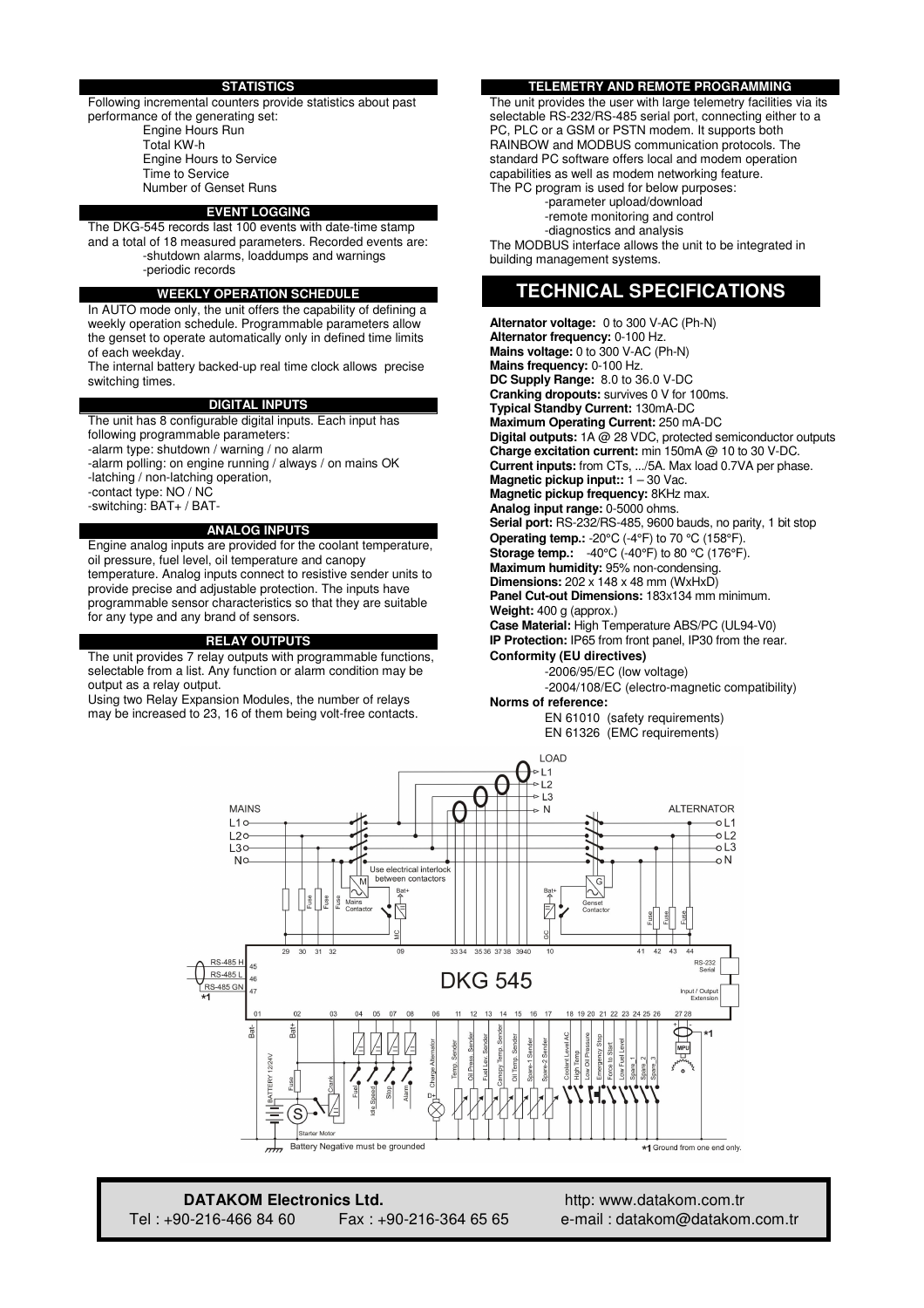## STATISTICS

Following incremental counters provide statistics about past performance of the generating set:

- Engine Hours Run
- Total KW-h
- Engine Hours to Service
- Time to Service
- Number of Genset Runs

## EVENT LOGGING

The DKG-545 records last 100 events with date-time stamp and a total of 18 measured parameters. Recorded events are:

- -shutdown alarms, loaddumps and warnings
- -periodic records

## WEEKLY OPERATION SCHEDULE

In AUTO mode only, the unit offers the capability of defining a weekly operation schedule. Programmable parameters allow the genset to operate automatically only in defined time limits of each weekday.

The internal battery backed-up real time clock allows precise switching times.

## DIGITAL INPUTS

The unit has 8 configurable digital inputs. Each input has following programmable parameters:

- -alarm type: shutdown / warning / no alarm
- -alarm polling: on engine running / always / on mains OK
- -latching / non-latching operation,
- -contact type: NO / NC
- -switching: BAT+ / BAT-

## ANALOG INPUTS

Engine analog inputs are provided for the coolant temperature, oil pressure, fuel level, oil temperature and canopy temperature. Analog inputs connect to resistive sender units to provide precise and adjustable protection. The inputs have programmable sensor characteristics so that they are suitable for any type and any brand of sensors.

## RELAY OUTPUTS

The unit provides 7 relay outputs with programmable functions, selectable from a list. Any function or alarm condition may be output as a relay output.

Using two Relay Expansion Modules, the number of relays may be increased to 23, 16 of them being volt-free contacts.

## TELEMETRY AND REMOTE PROGRAMMING

The unit provides the user with large telemetry facilities via its selectable RS-232/RS-485 serial port, connecting either to a PC, PLC or a GSM or PSTN modem. It supports both RAINBOW and MODBUS communication protocols. The standard PC software offers local and modem operation capabilities as well as modem networking feature.

The PC program is used for below purposes:

- -parameter upload/download
- -remote monitoring and control
- -diagnostics and analysis

The MODBUS interface allows the unit to be integrated in building management systems.

# TECHNICAL SPECIFICATIONS

**Alternator voltage:** 0 to 300 V-AC (Ph-N)
**Alternator frequency:** 0-100 Hz.
**Mains voltage:** 0 to 300 V-AC (Ph-N)
**Mains frequency:** 0-100 Hz.
**DC Supply Range:** 8.0 to 36.0 V-DC
**Cranking dropouts:** survives 0 V for 100ms.
**Typical Standby Current:** 130mA-DC
**Maximum Operating Current:** 250 mA-DC
**Digital outputs:** 1A @ 28 VDC, protected semiconductor outputs
**Charge excitation current:** min 150mA @ 10 to 30 V-DC.
**Current inputs:** from CTs, .../5A. Max load 0.7VA per phase.
**Magnetic pickup input::** 1 – 30 Vac.
**Magnetic pickup frequency:** 8KHz max.
**Analog input range:** 0-5000 ohms.
**Serial port:** RS-232/RS-485, 9600 bauds, no parity, 1 bit stop
**Operating temp.:** -20°C (-4°F) to 70 °C (158°F).
**Storage temp.:** -40°C (-40°F) to 80 °C (176°F).
**Maximum humidity:** 95% non-condensing.
**Dimensions:** 202 x 148 x 48 mm (WxHxD)
**Panel Cut-out Dimensions:** 183x134 mm minimum.
**Weight:** 400 g (approx.)
**Case Material:** High Temperature ABS/PC (UL94-V0)
**IP Protection:** IP65 from front panel, IP30 from the rear.
**Conformity (EU directives)**

- -2006/95/EC (low voltage)
- -2004/108/EC (electro-magnetic compatibility)

**Norms of reference:**

- EN 61010 (safety requirements)
- EN 61326 (EMC requirements)

DKG 545

Use electrical interlock between contactors

Battery Negative must be grounded

*1 Ground from one end only.

**DATAKOM Electronics Ltd.** http: www.datakom.com.tr
Tel : +90-216-466 84 60 Fax : +90-216-364 65 65 e-mail : datakom@datakom.com.tr